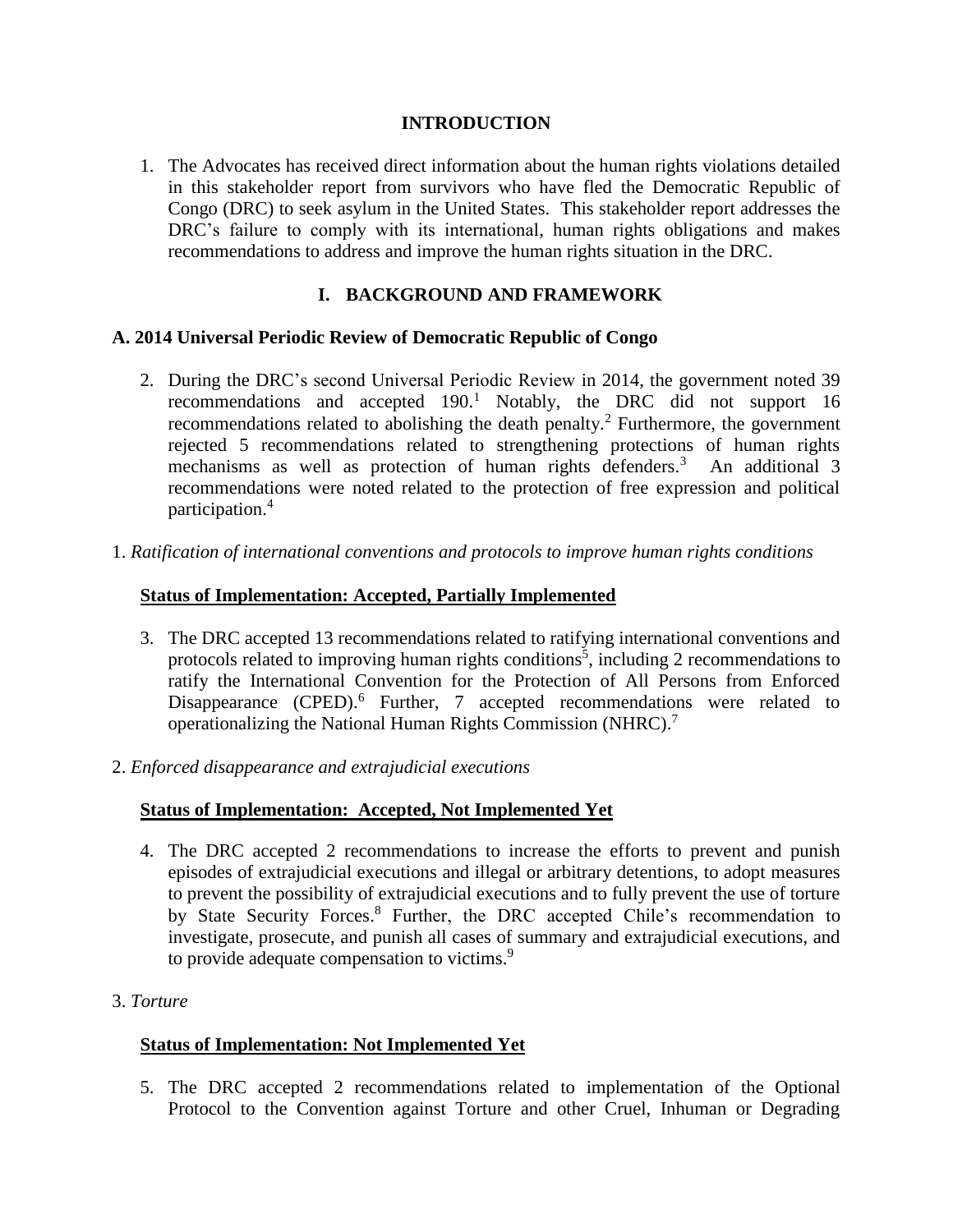## INTRODUCTION

1. The Advocates has received direct information about the human rights violations detailed in this stakeholder report from survivors who have fled the Democratic Republic of Congo (DRC) to seek asylum in the United States. This stakeholder report addresses the DRC's failure to comply with its international, human rights obligations and makes recommendations to address and improve the human rights situation in the DRC.

## I. BACKGROUND AND FRAMEWORK

### A. 2014 Universal Periodic Review of Democratic Republic of Congo

2. During the DRC's second Universal Periodic Review in 2014, the government noted 39 recommendations and accepted 190.[1] Notably, the DRC did not support 16 recommendations related to abolishing the death penalty.[2] Furthermore, the government rejected 5 recommendations related to strengthening protections of human rights mechanisms as well as protection of human rights defenders.[3] An additional 3 recommendations were noted related to the protection of free expression and political participation.[4]

1. *Ratification of international conventions and protocols to improve human rights conditions*

**<u>Status of Implementation: Accepted, Partially Implemented</u>**

3. The DRC accepted 13 recommendations related to ratifying international conventions and protocols related to improving human rights conditions[5], including 2 recommendations to ratify the International Convention for the Protection of All Persons from Enforced Disappearance (CPED).[6] Further, 7 accepted recommendations were related to operationalizing the National Human Rights Commission (NHRC).[7]

2. *Enforced disappearance and extrajudicial executions*

**<u>Status of Implementation: Accepted, Not Implemented Yet</u>**

4. The DRC accepted 2 recommendations to increase the efforts to prevent and punish episodes of extrajudicial executions and illegal or arbitrary detentions, to adopt measures to prevent the possibility of extrajudicial executions and to fully prevent the use of torture by State Security Forces.[8] Further, the DRC accepted Chile's recommendation to investigate, prosecute, and punish all cases of summary and extrajudicial executions, and to provide adequate compensation to victims.[9]

3. *Torture*

**<u>Status of Implementation: Not Implemented Yet</u>**

5. The DRC accepted 2 recommendations related to implementation of the Optional Protocol to the Convention against Torture and other Cruel, Inhuman or Degrading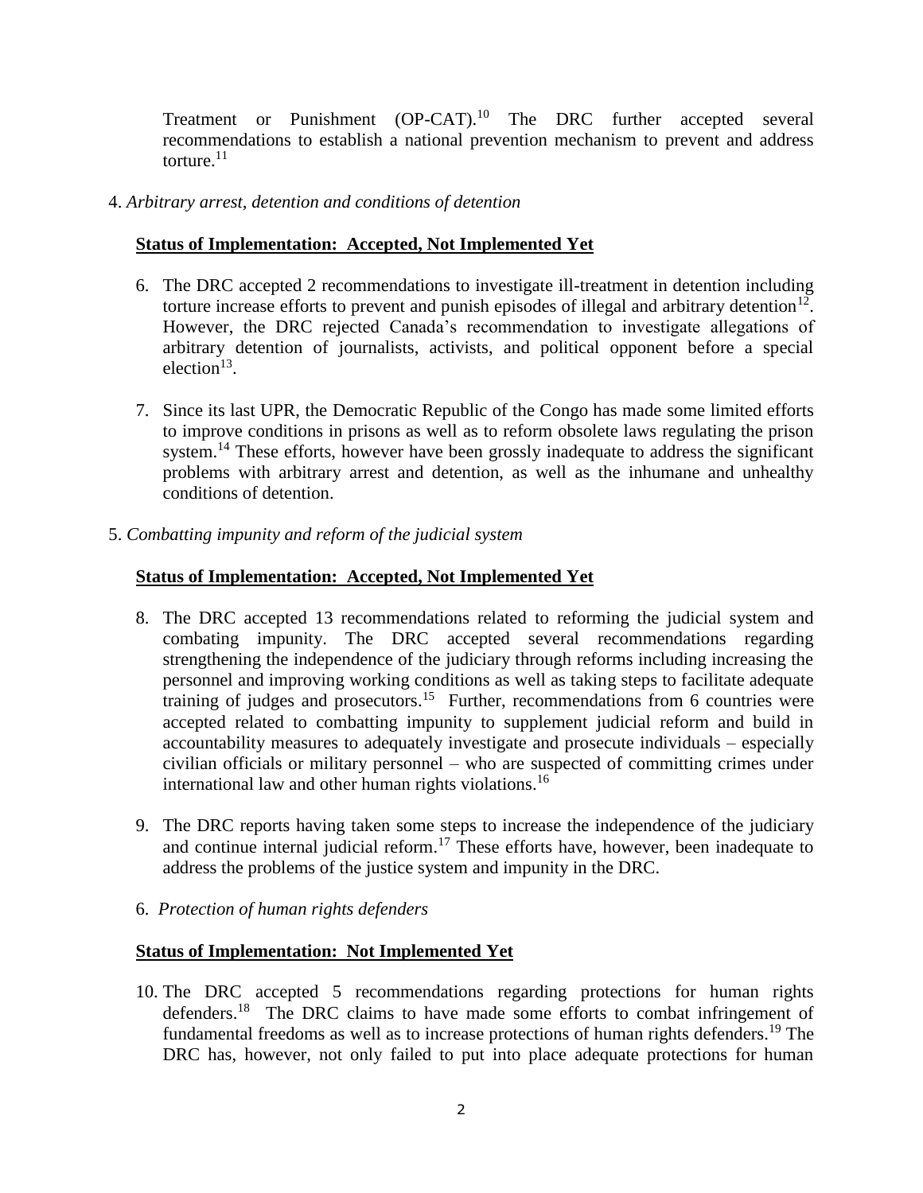Treatment or Punishment (OP-CAT).[10] The DRC further accepted several recommendations to establish a national prevention mechanism to prevent and address torture.[11]

4. *Arbitrary arrest, detention and conditions of detention*

**Status of Implementation: Accepted, Not Implemented Yet**

6. The DRC accepted 2 recommendations to investigate ill-treatment in detention including torture increase efforts to prevent and punish episodes of illegal and arbitrary detention[12]. However, the DRC rejected Canada's recommendation to investigate allegations of arbitrary detention of journalists, activists, and political opponent before a special election[13].

7. Since its last UPR, the Democratic Republic of the Congo has made some limited efforts to improve conditions in prisons as well as to reform obsolete laws regulating the prison system.[14] These efforts, however have been grossly inadequate to address the significant problems with arbitrary arrest and detention, as well as the inhumane and unhealthy conditions of detention.

5. *Combatting impunity and reform of the judicial system*

**Status of Implementation: Accepted, Not Implemented Yet**

8. The DRC accepted 13 recommendations related to reforming the judicial system and combating impunity. The DRC accepted several recommendations regarding strengthening the independence of the judiciary through reforms including increasing the personnel and improving working conditions as well as taking steps to facilitate adequate training of judges and prosecutors.[15] Further, recommendations from 6 countries were accepted related to combatting impunity to supplement judicial reform and build in accountability measures to adequately investigate and prosecute individuals – especially civilian officials or military personnel – who are suspected of committing crimes under international law and other human rights violations.[16]

9. The DRC reports having taken some steps to increase the independence of the judiciary and continue internal judicial reform.[17] These efforts have, however, been inadequate to address the problems of the justice system and impunity in the DRC.

6. *Protection of human rights defenders*

**Status of Implementation: Not Implemented Yet**

10. The DRC accepted 5 recommendations regarding protections for human rights defenders.[18] The DRC claims to have made some efforts to combat infringement of fundamental freedoms as well as to increase protections of human rights defenders.[19] The DRC has, however, not only failed to put into place adequate protections for human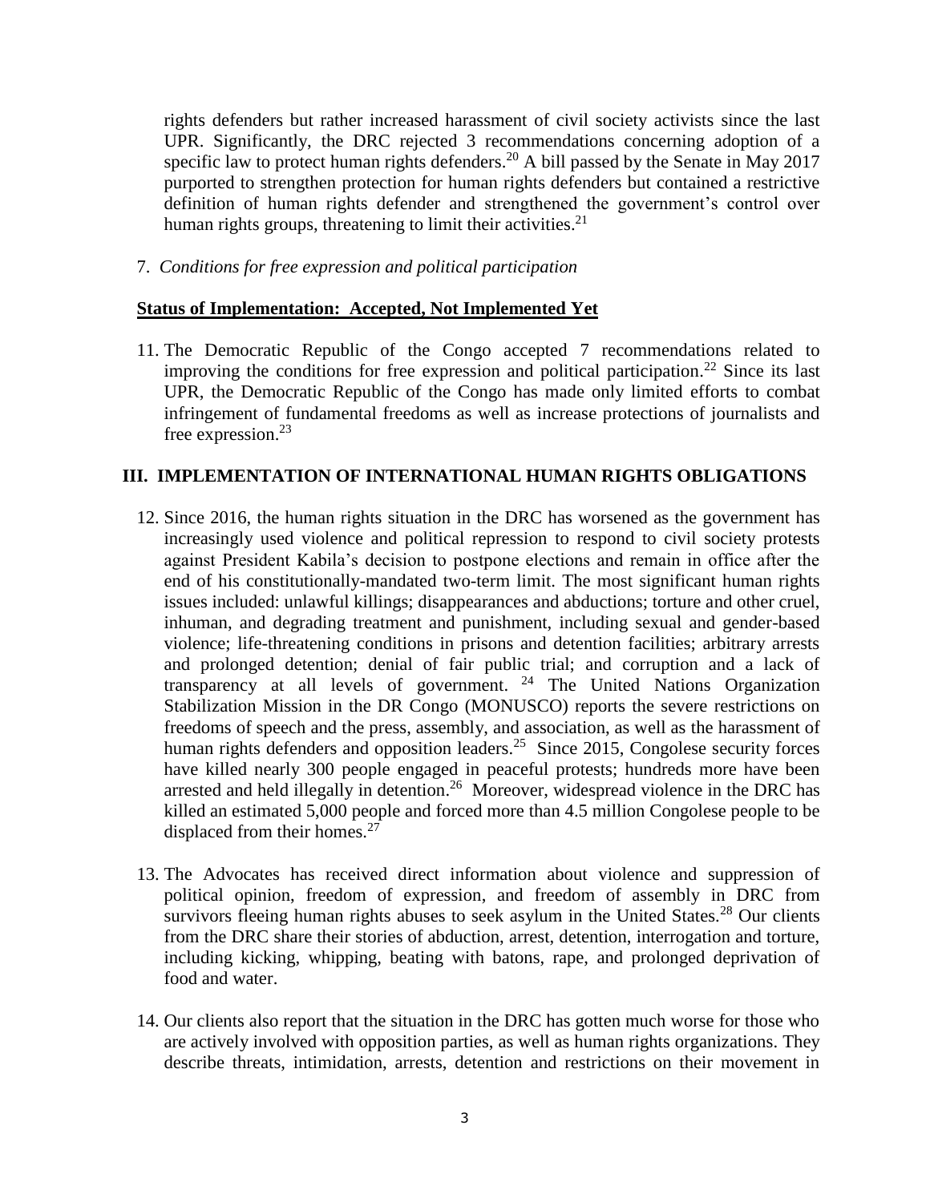rights defenders but rather increased harassment of civil society activists since the last UPR. Significantly, the DRC rejected 3 recommendations concerning adoption of a specific law to protect human rights defenders.[20] A bill passed by the Senate in May 2017 purported to strengthen protection for human rights defenders but contained a restrictive definition of human rights defender and strengthened the government's control over human rights groups, threatening to limit their activities.[21]

7. *Conditions for free expression and political participation*

**Status of Implementation: Accepted, Not Implemented Yet**

11. The Democratic Republic of the Congo accepted 7 recommendations related to improving the conditions for free expression and political participation.[22] Since its last UPR, the Democratic Republic of the Congo has made only limited efforts to combat infringement of fundamental freedoms as well as increase protections of journalists and free expression.[23]

## III. IMPLEMENTATION OF INTERNATIONAL HUMAN RIGHTS OBLIGATIONS

12. Since 2016, the human rights situation in the DRC has worsened as the government has increasingly used violence and political repression to respond to civil society protests against President Kabila's decision to postpone elections and remain in office after the end of his constitutionally-mandated two-term limit. The most significant human rights issues included: unlawful killings; disappearances and abductions; torture and other cruel, inhuman, and degrading treatment and punishment, including sexual and gender-based violence; life-threatening conditions in prisons and detention facilities; arbitrary arrests and prolonged detention; denial of fair public trial; and corruption and a lack of transparency at all levels of government. [24] The United Nations Organization Stabilization Mission in the DR Congo (MONUSCO) reports the severe restrictions on freedoms of speech and the press, assembly, and association, as well as the harassment of human rights defenders and opposition leaders.[25] Since 2015, Congolese security forces have killed nearly 300 people engaged in peaceful protests; hundreds more have been arrested and held illegally in detention.[26] Moreover, widespread violence in the DRC has killed an estimated 5,000 people and forced more than 4.5 million Congolese people to be displaced from their homes.[27]

13. The Advocates has received direct information about violence and suppression of political opinion, freedom of expression, and freedom of assembly in DRC from survivors fleeing human rights abuses to seek asylum in the United States.[28] Our clients from the DRC share their stories of abduction, arrest, detention, interrogation and torture, including kicking, whipping, beating with batons, rape, and prolonged deprivation of food and water.

14. Our clients also report that the situation in the DRC has gotten much worse for those who are actively involved with opposition parties, as well as human rights organizations. They describe threats, intimidation, arrests, detention and restrictions on their movement in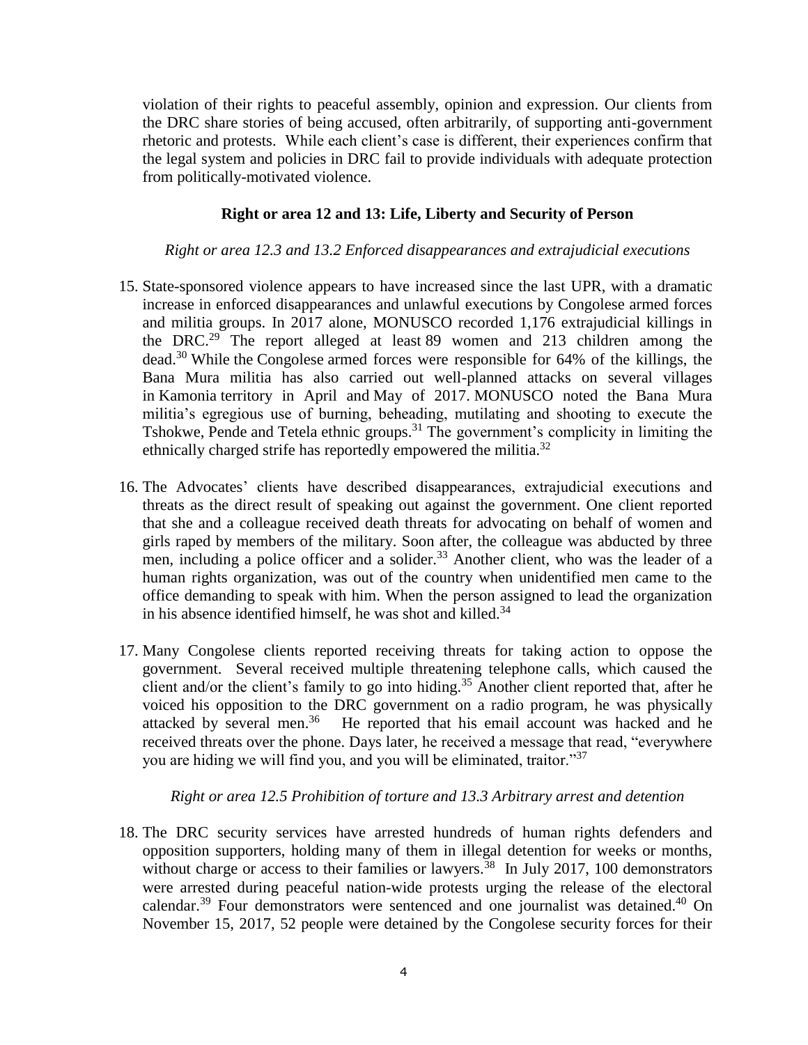violation of their rights to peaceful assembly, opinion and expression. Our clients from the DRC share stories of being accused, often arbitrarily, of supporting anti-government rhetoric and protests. While each client's case is different, their experiences confirm that the legal system and policies in DRC fail to provide individuals with adequate protection from politically-motivated violence.

**Right or area 12 and 13: Life, Liberty and Security of Person**

*Right or area 12.3 and 13.2 Enforced disappearances and extrajudicial executions*

15. State-sponsored violence appears to have increased since the last UPR, with a dramatic increase in enforced disappearances and unlawful executions by Congolese armed forces and militia groups. In 2017 alone, MONUSCO recorded 1,176 extrajudicial killings in the DRC.[29] The report alleged at least 89 women and 213 children among the dead.[30] While the Congolese armed forces were responsible for 64% of the killings, the Bana Mura militia has also carried out well-planned attacks on several villages in Kamonia territory in April and May of 2017. MONUSCO noted the Bana Mura militia's egregious use of burning, beheading, mutilating and shooting to execute the Tshokwe, Pende and Tetela ethnic groups.[31] The government's complicity in limiting the ethnically charged strife has reportedly empowered the militia.[32]

16. The Advocates' clients have described disappearances, extrajudicial executions and threats as the direct result of speaking out against the government. One client reported that she and a colleague received death threats for advocating on behalf of women and girls raped by members of the military. Soon after, the colleague was abducted by three men, including a police officer and a solider.[33] Another client, who was the leader of a human rights organization, was out of the country when unidentified men came to the office demanding to speak with him. When the person assigned to lead the organization in his absence identified himself, he was shot and killed.[34]

17. Many Congolese clients reported receiving threats for taking action to oppose the government. Several received multiple threatening telephone calls, which caused the client and/or the client's family to go into hiding.[35] Another client reported that, after he voiced his opposition to the DRC government on a radio program, he was physically attacked by several men.[36] He reported that his email account was hacked and he received threats over the phone. Days later, he received a message that read, "everywhere you are hiding we will find you, and you will be eliminated, traitor."[37]

*Right or area 12.5 Prohibition of torture and 13.3 Arbitrary arrest and detention*

18. The DRC security services have arrested hundreds of human rights defenders and opposition supporters, holding many of them in illegal detention for weeks or months, without charge or access to their families or lawyers.[38] In July 2017, 100 demonstrators were arrested during peaceful nation-wide protests urging the release of the electoral calendar.[39] Four demonstrators were sentenced and one journalist was detained.[40] On November 15, 2017, 52 people were detained by the Congolese security forces for their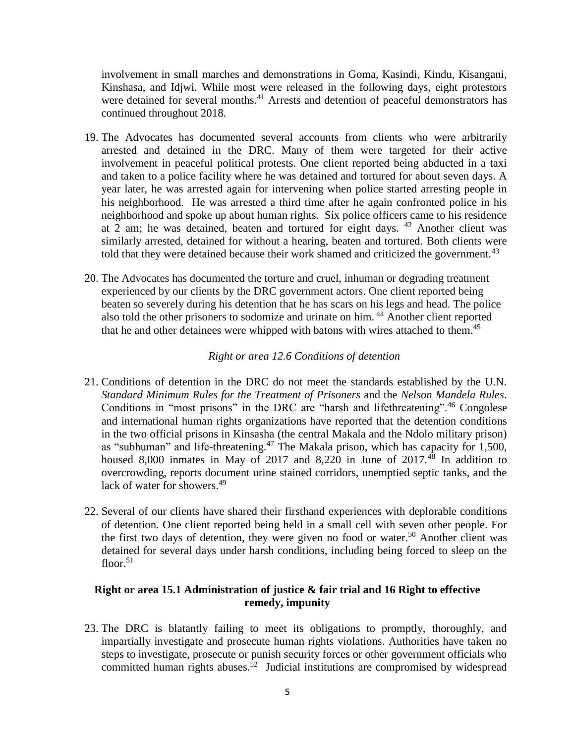involvement in small marches and demonstrations in Goma, Kasindi, Kindu, Kisangani, Kinshasa, and Idjwi. While most were released in the following days, eight protestors were detained for several months.[41] Arrests and detention of peaceful demonstrators has continued throughout 2018.

19. The Advocates has documented several accounts from clients who were arbitrarily arrested and detained in the DRC. Many of them were targeted for their active involvement in peaceful political protests. One client reported being abducted in a taxi and taken to a police facility where he was detained and tortured for about seven days. A year later, he was arrested again for intervening when police started arresting people in his neighborhood. He was arrested a third time after he again confronted police in his neighborhood and spoke up about human rights. Six police officers came to his residence at 2 am; he was detained, beaten and tortured for eight days. [42] Another client was similarly arrested, detained for without a hearing, beaten and tortured. Both clients were told that they were detained because their work shamed and criticized the government.[43]

20. The Advocates has documented the torture and cruel, inhuman or degrading treatment experienced by our clients by the DRC government actors. One client reported being beaten so severely during his detention that he has scars on his legs and head. The police also told the other prisoners to sodomize and urinate on him. [44] Another client reported that he and other detainees were whipped with batons with wires attached to them.[45]

*Right or area 12.6 Conditions of detention*

21. Conditions of detention in the DRC do not meet the standards established by the U.N. *Standard Minimum Rules for the Treatment of Prisoners* and the *Nelson Mandela Rules*. Conditions in "most prisons" in the DRC are "harsh and lifethreatening".[46] Congolese and international human rights organizations have reported that the detention conditions in the two official prisons in Kinsasha (the central Makala and the Ndolo military prison) as "subhuman" and life-threatening.[47] The Makala prison, which has capacity for 1,500, housed 8,000 inmates in May of 2017 and 8,220 in June of 2017.[48] In addition to overcrowding, reports document urine stained corridors, unemptied septic tanks, and the lack of water for showers.[49]

22. Several of our clients have shared their firsthand experiences with deplorable conditions of detention. One client reported being held in a small cell with seven other people. For the first two days of detention, they were given no food or water.[50] Another client was detained for several days under harsh conditions, including being forced to sleep on the floor.[51]

**Right or area 15.1 Administration of justice & fair trial and 16 Right to effective remedy, impunity**

23. The DRC is blatantly failing to meet its obligations to promptly, thoroughly, and impartially investigate and prosecute human rights violations. Authorities have taken no steps to investigate, prosecute or punish security forces or other government officials who committed human rights abuses.[52] Judicial institutions are compromised by widespread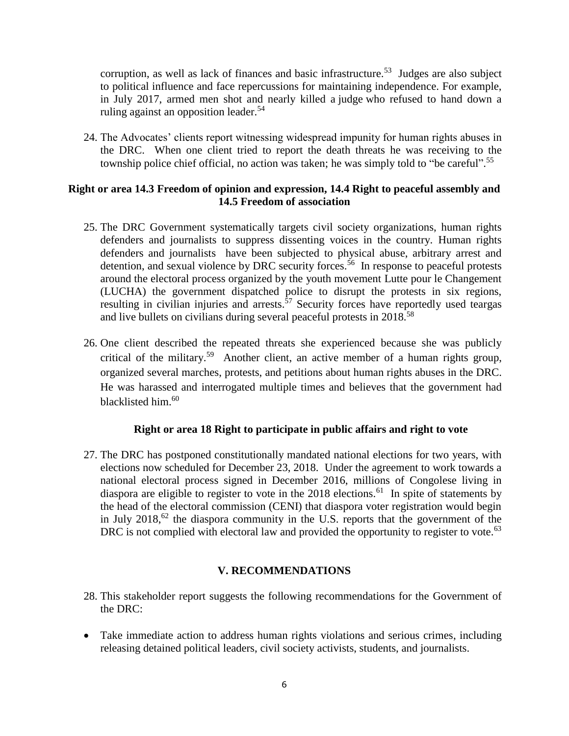corruption, as well as lack of finances and basic infrastructure.[53] Judges are also subject to political influence and face repercussions for maintaining independence. For example, in July 2017, armed men shot and nearly killed a judge who refused to hand down a ruling against an opposition leader.[54]

24. The Advocates' clients report witnessing widespread impunity for human rights abuses in the DRC. When one client tried to report the death threats he was receiving to the township police chief official, no action was taken; he was simply told to "be careful".[55]

### Right or area 14.3 Freedom of opinion and expression, 14.4 Right to peaceful assembly and 14.5 Freedom of association

25. The DRC Government systematically targets civil society organizations, human rights defenders and journalists to suppress dissenting voices in the country. Human rights defenders and journalists have been subjected to physical abuse, arbitrary arrest and detention, and sexual violence by DRC security forces.[56] In response to peaceful protests around the electoral process organized by the youth movement Lutte pour le Changement (LUCHA) the government dispatched police to disrupt the protests in six regions, resulting in civilian injuries and arrests.[57] Security forces have reportedly used teargas and live bullets on civilians during several peaceful protests in 2018.[58]

26. One client described the repeated threats she experienced because she was publicly critical of the military.[59] Another client, an active member of a human rights group, organized several marches, protests, and petitions about human rights abuses in the DRC. He was harassed and interrogated multiple times and believes that the government had blacklisted him.[60]

### Right or area 18 Right to participate in public affairs and right to vote

27. The DRC has postponed constitutionally mandated national elections for two years, with elections now scheduled for December 23, 2018. Under the agreement to work towards a national electoral process signed in December 2016, millions of Congolese living in diaspora are eligible to register to vote in the 2018 elections.[61] In spite of statements by the head of the electoral commission (CENI) that diaspora voter registration would begin in July 2018,[62] the diaspora community in the U.S. reports that the government of the DRC is not complied with electoral law and provided the opportunity to register to vote.[63]

## V. RECOMMENDATIONS

28. This stakeholder report suggests the following recommendations for the Government of the DRC:

- Take immediate action to address human rights violations and serious crimes, including releasing detained political leaders, civil society activists, students, and journalists.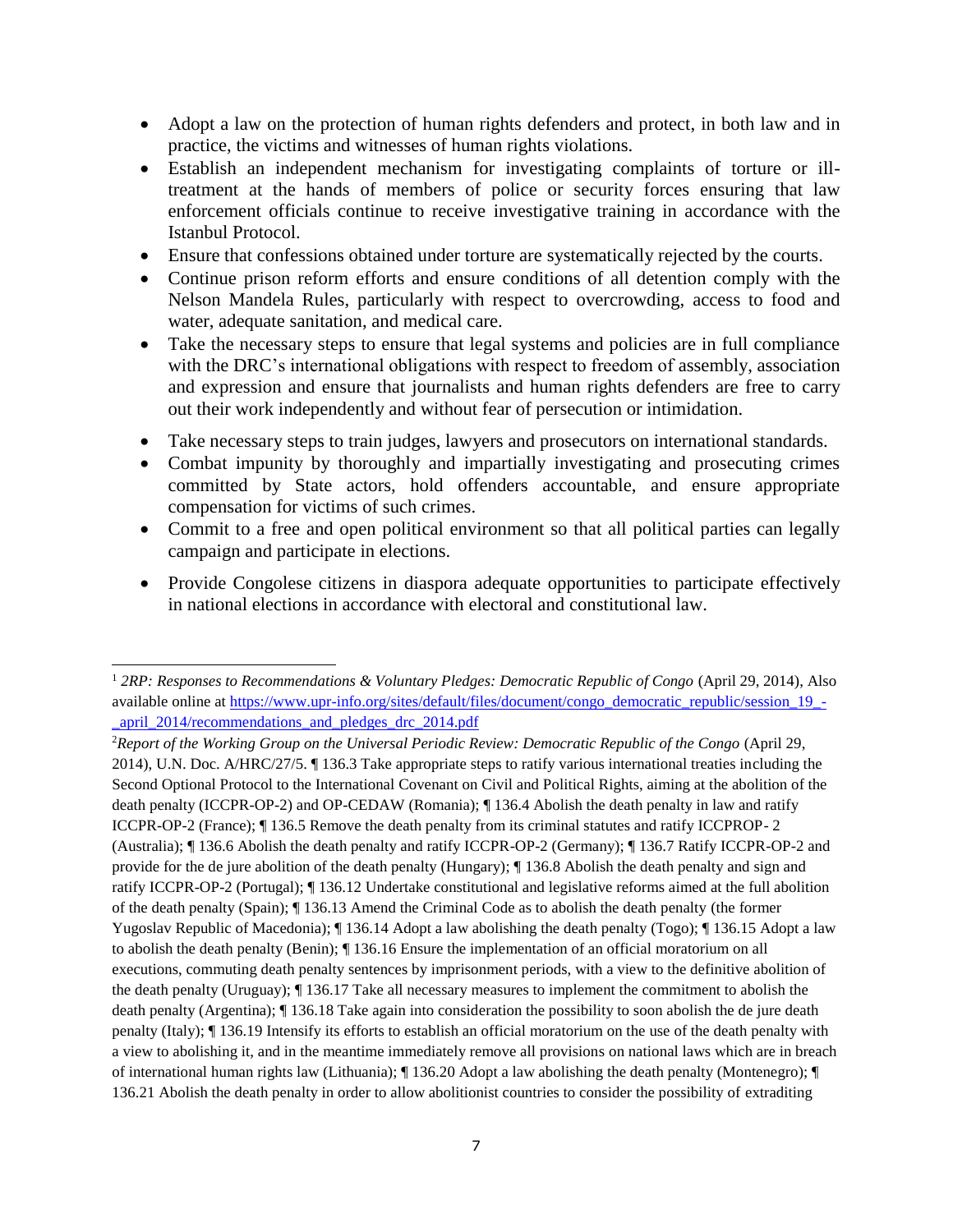- Adopt a law on the protection of human rights defenders and protect, in both law and in practice, the victims and witnesses of human rights violations.
- Establish an independent mechanism for investigating complaints of torture or ill-treatment at the hands of members of police or security forces ensuring that law enforcement officials continue to receive investigative training in accordance with the Istanbul Protocol.
- Ensure that confessions obtained under torture are systematically rejected by the courts.
- Continue prison reform efforts and ensure conditions of all detention comply with the Nelson Mandela Rules, particularly with respect to overcrowding, access to food and water, adequate sanitation, and medical care.
- Take the necessary steps to ensure that legal systems and policies are in full compliance with the DRC's international obligations with respect to freedom of assembly, association and expression and ensure that journalists and human rights defenders are free to carry out their work independently and without fear of persecution or intimidation.
- Take necessary steps to train judges, lawyers and prosecutors on international standards.
- Combat impunity by thoroughly and impartially investigating and prosecuting crimes committed by State actors, hold offenders accountable, and ensure appropriate compensation for victims of such crimes.
- Commit to a free and open political environment so that all political parties can legally campaign and participate in elections.
- Provide Congolese citizens in diaspora adequate opportunities to participate effectively in national elections in accordance with electoral and constitutional law.

---

[1] *2RP: Responses to Recommendations & Voluntary Pledges: Democratic Republic of Congo* (April 29, 2014), Also available online at [https://www.upr-info.org/sites/default/files/document/congo_democratic_republic/session_19_-_april_2014/recommendations_and_pledges_drc_2014.pdf](https://www.upr-info.org/sites/default/files/document/congo_democratic_republic/session_19_-_april_2014/recommendations_and_pledges_drc_2014.pdf)

[2] *Report of the Working Group on the Universal Periodic Review: Democratic Republic of the Congo* (April 29, 2014), U.N. Doc. A/HRC/27/5. ¶ 136.3 Take appropriate steps to ratify various international treaties including the Second Optional Protocol to the International Covenant on Civil and Political Rights, aiming at the abolition of the death penalty (ICCPR-OP-2) and OP-CEDAW (Romania); ¶ 136.4 Abolish the death penalty in law and ratify ICCPR-OP-2 (France); ¶ 136.5 Remove the death penalty from its criminal statutes and ratify ICCPROP- 2 (Australia); ¶ 136.6 Abolish the death penalty and ratify ICCPR-OP-2 (Germany); ¶ 136.7 Ratify ICCPR-OP-2 and provide for the de jure abolition of the death penalty (Hungary); ¶ 136.8 Abolish the death penalty and sign and ratify ICCPR-OP-2 (Portugal); ¶ 136.12 Undertake constitutional and legislative reforms aimed at the full abolition of the death penalty (Spain); ¶ 136.13 Amend the Criminal Code as to abolish the death penalty (the former Yugoslav Republic of Macedonia); ¶ 136.14 Adopt a law abolishing the death penalty (Togo); ¶ 136.15 Adopt a law to abolish the death penalty (Benin); ¶ 136.16 Ensure the implementation of an official moratorium on all executions, commuting death penalty sentences by imprisonment periods, with a view to the definitive abolition of the death penalty (Uruguay); ¶ 136.17 Take all necessary measures to implement the commitment to abolish the death penalty (Argentina); ¶ 136.18 Take again into consideration the possibility to soon abolish the de jure death penalty (Italy); ¶ 136.19 Intensify its efforts to establish an official moratorium on the use of the death penalty with a view to abolishing it, and in the meantime immediately remove all provisions on national laws which are in breach of international human rights law (Lithuania); ¶ 136.20 Adopt a law abolishing the death penalty (Montenegro); ¶ 136.21 Abolish the death penalty in order to allow abolitionist countries to consider the possibility of extraditing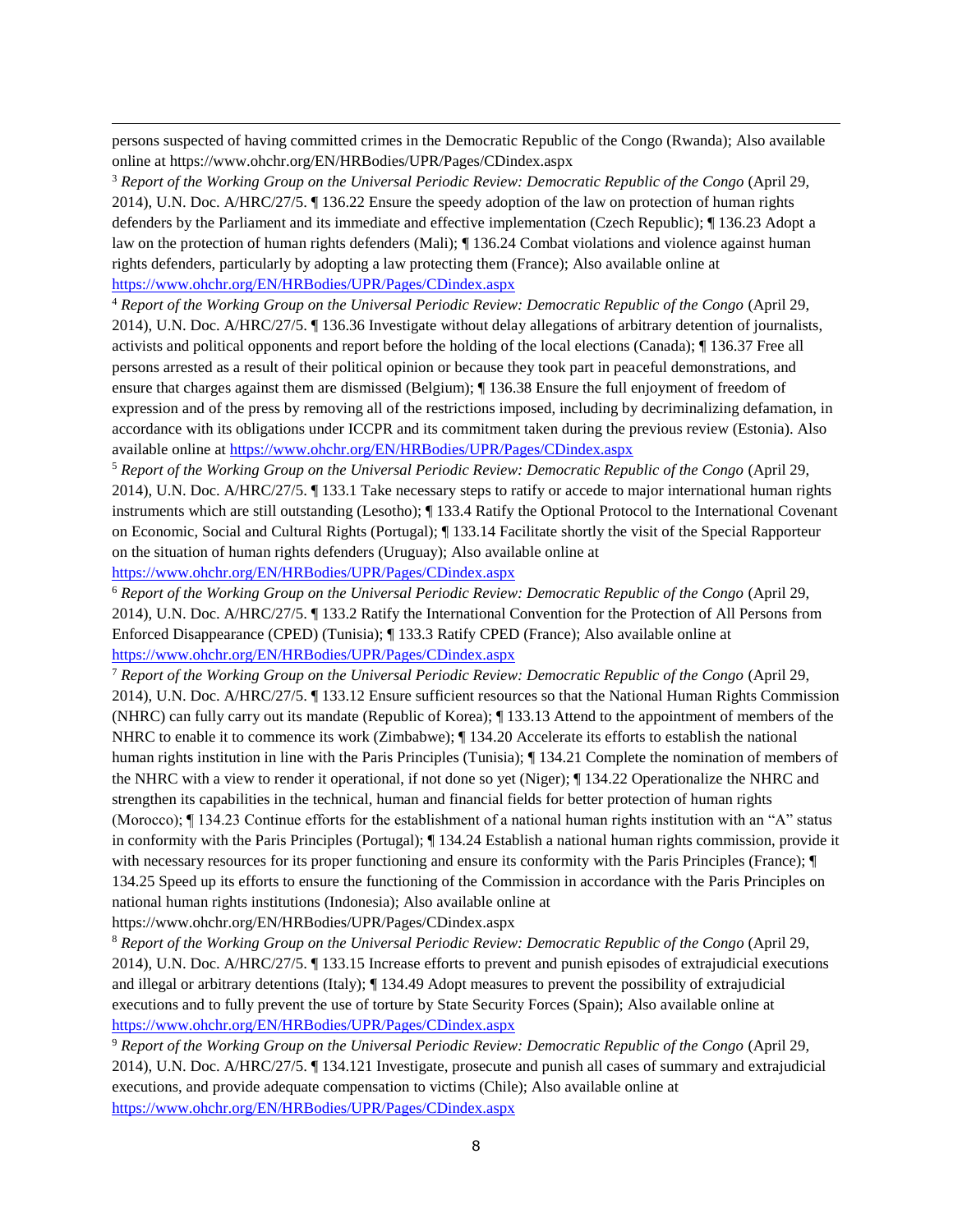persons suspected of having committed crimes in the Democratic Republic of the Congo (Rwanda); Also available online at https://www.ohchr.org/EN/HRBodies/UPR/Pages/CDindex.aspx

[3] *Report of the Working Group on the Universal Periodic Review: Democratic Republic of the Congo* (April 29, 2014), U.N. Doc. A/HRC/27/5. ¶ 136.22 Ensure the speedy adoption of the law on protection of human rights defenders by the Parliament and its immediate and effective implementation (Czech Republic); ¶ 136.23 Adopt a law on the protection of human rights defenders (Mali); ¶ 136.24 Combat violations and violence against human rights defenders, particularly by adopting a law protecting them (France); Also available online at https://www.ohchr.org/EN/HRBodies/UPR/Pages/CDindex.aspx

[4] *Report of the Working Group on the Universal Periodic Review: Democratic Republic of the Congo* (April 29, 2014), U.N. Doc. A/HRC/27/5. ¶ 136.36 Investigate without delay allegations of arbitrary detention of journalists, activists and political opponents and report before the holding of the local elections (Canada); ¶ 136.37 Free all persons arrested as a result of their political opinion or because they took part in peaceful demonstrations, and ensure that charges against them are dismissed (Belgium); ¶ 136.38 Ensure the full enjoyment of freedom of expression and of the press by removing all of the restrictions imposed, including by decriminalizing defamation, in accordance with its obligations under ICCPR and its commitment taken during the previous review (Estonia). Also available online at https://www.ohchr.org/EN/HRBodies/UPR/Pages/CDindex.aspx

[5] *Report of the Working Group on the Universal Periodic Review: Democratic Republic of the Congo* (April 29, 2014), U.N. Doc. A/HRC/27/5. ¶ 133.1 Take necessary steps to ratify or accede to major international human rights instruments which are still outstanding (Lesotho); ¶ 133.4 Ratify the Optional Protocol to the International Covenant on Economic, Social and Cultural Rights (Portugal); ¶ 133.14 Facilitate shortly the visit of the Special Rapporteur on the situation of human rights defenders (Uruguay); Also available online at https://www.ohchr.org/EN/HRBodies/UPR/Pages/CDindex.aspx

[6] *Report of the Working Group on the Universal Periodic Review: Democratic Republic of the Congo* (April 29, 2014), U.N. Doc. A/HRC/27/5. ¶ 133.2 Ratify the International Convention for the Protection of All Persons from Enforced Disappearance (CPED) (Tunisia); ¶ 133.3 Ratify CPED (France); Also available online at https://www.ohchr.org/EN/HRBodies/UPR/Pages/CDindex.aspx

[7] *Report of the Working Group on the Universal Periodic Review: Democratic Republic of the Congo* (April 29, 2014), U.N. Doc. A/HRC/27/5. ¶ 133.12 Ensure sufficient resources so that the National Human Rights Commission (NHRC) can fully carry out its mandate (Republic of Korea); ¶ 133.13 Attend to the appointment of members of the NHRC to enable it to commence its work (Zimbabwe); ¶ 134.20 Accelerate its efforts to establish the national human rights institution in line with the Paris Principles (Tunisia); ¶ 134.21 Complete the nomination of members of the NHRC with a view to render it operational, if not done so yet (Niger); ¶ 134.22 Operationalize the NHRC and strengthen its capabilities in the technical, human and financial fields for better protection of human rights (Morocco); ¶ 134.23 Continue efforts for the establishment of a national human rights institution with an "A" status in conformity with the Paris Principles (Portugal); ¶ 134.24 Establish a national human rights commission, provide it with necessary resources for its proper functioning and ensure its conformity with the Paris Principles (France); ¶ 134.25 Speed up its efforts to ensure the functioning of the Commission in accordance with the Paris Principles on national human rights institutions (Indonesia); Also available online at https://www.ohchr.org/EN/HRBodies/UPR/Pages/CDindex.aspx

[8] *Report of the Working Group on the Universal Periodic Review: Democratic Republic of the Congo* (April 29, 2014), U.N. Doc. A/HRC/27/5. ¶ 133.15 Increase efforts to prevent and punish episodes of extrajudicial executions and illegal or arbitrary detentions (Italy); ¶ 134.49 Adopt measures to prevent the possibility of extrajudicial executions and to fully prevent the use of torture by State Security Forces (Spain); Also available online at https://www.ohchr.org/EN/HRBodies/UPR/Pages/CDindex.aspx

[9] *Report of the Working Group on the Universal Periodic Review: Democratic Republic of the Congo* (April 29, 2014), U.N. Doc. A/HRC/27/5. ¶ 134.121 Investigate, prosecute and punish all cases of summary and extrajudicial executions, and provide adequate compensation to victims (Chile); Also available online at https://www.ohchr.org/EN/HRBodies/UPR/Pages/CDindex.aspx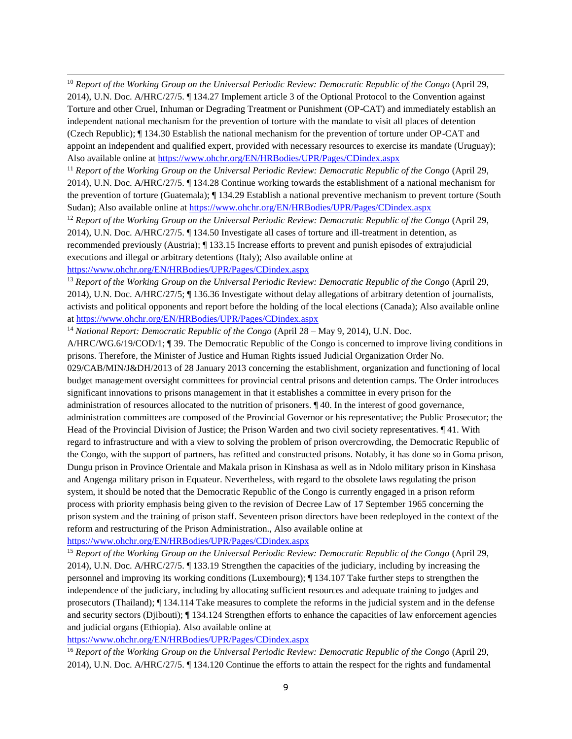[10] *Report of the Working Group on the Universal Periodic Review: Democratic Republic of the Congo* (April 29, 2014), U.N. Doc. A/HRC/27/5. ¶ 134.27 Implement article 3 of the Optional Protocol to the Convention against Torture and other Cruel, Inhuman or Degrading Treatment or Punishment (OP-CAT) and immediately establish an independent national mechanism for the prevention of torture with the mandate to visit all places of detention (Czech Republic); ¶ 134.30 Establish the national mechanism for the prevention of torture under OP-CAT and appoint an independent and qualified expert, provided with necessary resources to exercise its mandate (Uruguay); Also available online at https://www.ohchr.org/EN/HRBodies/UPR/Pages/CDindex.aspx

[11] *Report of the Working Group on the Universal Periodic Review: Democratic Republic of the Congo* (April 29, 2014), U.N. Doc. A/HRC/27/5. ¶ 134.28 Continue working towards the establishment of a national mechanism for the prevention of torture (Guatemala); ¶ 134.29 Establish a national preventive mechanism to prevent torture (South Sudan); Also available online at https://www.ohchr.org/EN/HRBodies/UPR/Pages/CDindex.aspx

[12] *Report of the Working Group on the Universal Periodic Review: Democratic Republic of the Congo* (April 29, 2014), U.N. Doc. A/HRC/27/5. ¶ 134.50 Investigate all cases of torture and ill-treatment in detention, as recommended previously (Austria); ¶ 133.15 Increase efforts to prevent and punish episodes of extrajudicial executions and illegal or arbitrary detentions (Italy); Also available online at https://www.ohchr.org/EN/HRBodies/UPR/Pages/CDindex.aspx

[13] *Report of the Working Group on the Universal Periodic Review: Democratic Republic of the Congo* (April 29, 2014), U.N. Doc. A/HRC/27/5; ¶ 136.36 Investigate without delay allegations of arbitrary detention of journalists, activists and political opponents and report before the holding of the local elections (Canada); Also available online at https://www.ohchr.org/EN/HRBodies/UPR/Pages/CDindex.aspx

[14] *National Report: Democratic Republic of the Congo* (April 28 – May 9, 2014), U.N. Doc. A/HRC/WG.6/19/COD/1; ¶ 39. The Democratic Republic of the Congo is concerned to improve living conditions in prisons. Therefore, the Minister of Justice and Human Rights issued Judicial Organization Order No. 029/CAB/MIN/J&DH/2013 of 28 January 2013 concerning the establishment, organization and functioning of local budget management oversight committees for provincial central prisons and detention camps. The Order introduces significant innovations to prisons management in that it establishes a committee in every prison for the administration of resources allocated to the nutrition of prisoners. ¶ 40. In the interest of good governance, administration committees are composed of the Provincial Governor or his representative; the Public Prosecutor; the Head of the Provincial Division of Justice; the Prison Warden and two civil society representatives. ¶ 41. With regard to infrastructure and with a view to solving the problem of prison overcrowding, the Democratic Republic of the Congo, with the support of partners, has refitted and constructed prisons. Notably, it has done so in Goma prison, Dungu prison in Province Orientale and Makala prison in Kinshasa as well as in Ndolo military prison in Kinshasa and Angenga military prison in Equateur. Nevertheless, with regard to the obsolete laws regulating the prison system, it should be noted that the Democratic Republic of the Congo is currently engaged in a prison reform process with priority emphasis being given to the revision of Decree Law of 17 September 1965 concerning the prison system and the training of prison staff. Seventeen prison directors have been redeployed in the context of the reform and restructuring of the Prison Administration., Also available online at https://www.ohchr.org/EN/HRBodies/UPR/Pages/CDindex.aspx

[15] *Report of the Working Group on the Universal Periodic Review: Democratic Republic of the Congo* (April 29, 2014), U.N. Doc. A/HRC/27/5. ¶ 133.19 Strengthen the capacities of the judiciary, including by increasing the personnel and improving its working conditions (Luxembourg); ¶ 134.107 Take further steps to strengthen the independence of the judiciary, including by allocating sufficient resources and adequate training to judges and prosecutors (Thailand); ¶ 134.114 Take measures to complete the reforms in the judicial system and in the defense and security sectors (Djibouti); ¶ 134.124 Strengthen efforts to enhance the capacities of law enforcement agencies and judicial organs (Ethiopia). Also available online at https://www.ohchr.org/EN/HRBodies/UPR/Pages/CDindex.aspx

[16] *Report of the Working Group on the Universal Periodic Review: Democratic Republic of the Congo* (April 29, 2014), U.N. Doc. A/HRC/27/5. ¶ 134.120 Continue the efforts to attain the respect for the rights and fundamental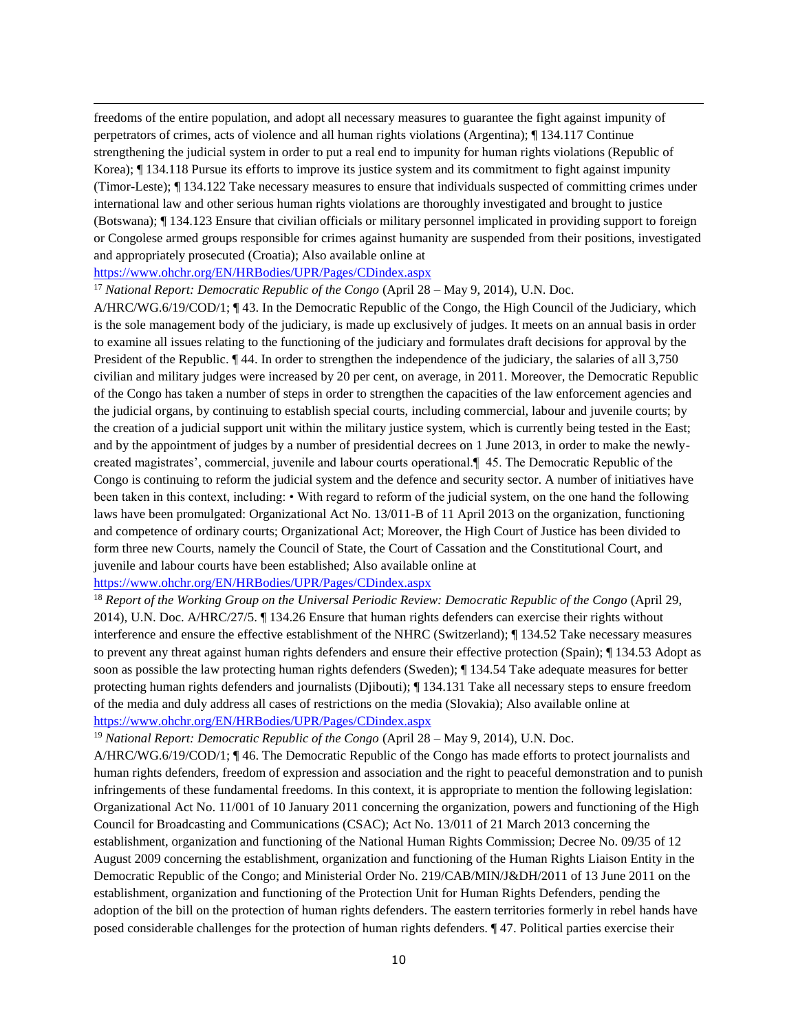freedoms of the entire population, and adopt all necessary measures to guarantee the fight against impunity of perpetrators of crimes, acts of violence and all human rights violations (Argentina); ¶ 134.117 Continue strengthening the judicial system in order to put a real end to impunity for human rights violations (Republic of Korea); ¶ 134.118 Pursue its efforts to improve its justice system and its commitment to fight against impunity (Timor-Leste); ¶ 134.122 Take necessary measures to ensure that individuals suspected of committing crimes under international law and other serious human rights violations are thoroughly investigated and brought to justice (Botswana); ¶ 134.123 Ensure that civilian officials or military personnel implicated in providing support to foreign or Congolese armed groups responsible for crimes against humanity are suspended from their positions, investigated and appropriately prosecuted (Croatia); Also available online at https://www.ohchr.org/EN/HRBodies/UPR/Pages/CDindex.aspx

[17] *National Report: Democratic Republic of the Congo* (April 28 – May 9, 2014), U.N. Doc. A/HRC/WG.6/19/COD/1; ¶ 43. In the Democratic Republic of the Congo, the High Council of the Judiciary, which is the sole management body of the judiciary, is made up exclusively of judges. It meets on an annual basis in order to examine all issues relating to the functioning of the judiciary and formulates draft decisions for approval by the President of the Republic. ¶ 44. In order to strengthen the independence of the judiciary, the salaries of all 3,750 civilian and military judges were increased by 20 per cent, on average, in 2011. Moreover, the Democratic Republic of the Congo has taken a number of steps in order to strengthen the capacities of the law enforcement agencies and the judicial organs, by continuing to establish special courts, including commercial, labour and juvenile courts; by the creation of a judicial support unit within the military justice system, which is currently being tested in the East; and by the appointment of judges by a number of presidential decrees on 1 June 2013, in order to make the newly-created magistrates', commercial, juvenile and labour courts operational.¶ 45. The Democratic Republic of the Congo is continuing to reform the judicial system and the defence and security sector. A number of initiatives have been taken in this context, including: • With regard to reform of the judicial system, on the one hand the following laws have been promulgated: Organizational Act No. 13/011-B of 11 April 2013 on the organization, functioning and competence of ordinary courts; Organizational Act; Moreover, the High Court of Justice has been divided to form three new Courts, namely the Council of State, the Court of Cassation and the Constitutional Court, and juvenile and labour courts have been established; Also available online at https://www.ohchr.org/EN/HRBodies/UPR/Pages/CDindex.aspx

[18] *Report of the Working Group on the Universal Periodic Review: Democratic Republic of the Congo* (April 29, 2014), U.N. Doc. A/HRC/27/5. ¶ 134.26 Ensure that human rights defenders can exercise their rights without interference and ensure the effective establishment of the NHRC (Switzerland); ¶ 134.52 Take necessary measures to prevent any threat against human rights defenders and ensure their effective protection (Spain); ¶ 134.53 Adopt as soon as possible the law protecting human rights defenders (Sweden); ¶ 134.54 Take adequate measures for better protecting human rights defenders and journalists (Djibouti); ¶ 134.131 Take all necessary steps to ensure freedom of the media and duly address all cases of restrictions on the media (Slovakia); Also available online at https://www.ohchr.org/EN/HRBodies/UPR/Pages/CDindex.aspx

[19] *National Report: Democratic Republic of the Congo* (April 28 – May 9, 2014), U.N. Doc. A/HRC/WG.6/19/COD/1; ¶ 46. The Democratic Republic of the Congo has made efforts to protect journalists and human rights defenders, freedom of expression and association and the right to peaceful demonstration and to punish infringements of these fundamental freedoms. In this context, it is appropriate to mention the following legislation: Organizational Act No. 11/001 of 10 January 2011 concerning the organization, powers and functioning of the High Council for Broadcasting and Communications (CSAC); Act No. 13/011 of 21 March 2013 concerning the establishment, organization and functioning of the National Human Rights Commission; Decree No. 09/35 of 12 August 2009 concerning the establishment, organization and functioning of the Human Rights Liaison Entity in the Democratic Republic of the Congo; and Ministerial Order No. 219/CAB/MIN/J&DH/2011 of 13 June 2011 on the establishment, organization and functioning of the Protection Unit for Human Rights Defenders, pending the adoption of the bill on the protection of human rights defenders. The eastern territories formerly in rebel hands have posed considerable challenges for the protection of human rights defenders. ¶ 47. Political parties exercise their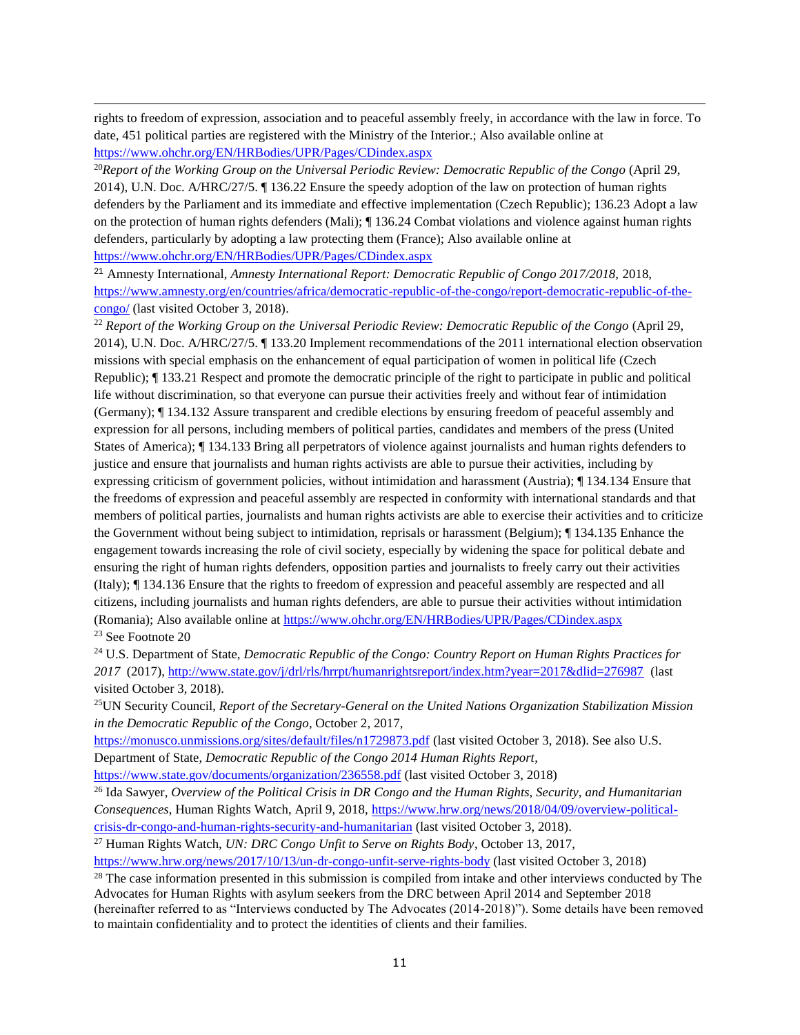rights to freedom of expression, association and to peaceful assembly freely, in accordance with the law in force. To date, 451 political parties are registered with the Ministry of the Interior.; Also available online at https://www.ohchr.org/EN/HRBodies/UPR/Pages/CDindex.aspx

[20] *Report of the Working Group on the Universal Periodic Review: Democratic Republic of the Congo* (April 29, 2014), U.N. Doc. A/HRC/27/5. ¶ 136.22 Ensure the speedy adoption of the law on protection of human rights defenders by the Parliament and its immediate and effective implementation (Czech Republic); 136.23 Adopt a law on the protection of human rights defenders (Mali); ¶ 136.24 Combat violations and violence against human rights defenders, particularly by adopting a law protecting them (France); Also available online at https://www.ohchr.org/EN/HRBodies/UPR/Pages/CDindex.aspx

[21] Amnesty International, *Amnesty International Report: Democratic Republic of Congo 2017/2018*, 2018, https://www.amnesty.org/en/countries/africa/democratic-republic-of-the-congo/report-democratic-republic-of-the-congo/ (last visited October 3, 2018).

[22] *Report of the Working Group on the Universal Periodic Review: Democratic Republic of the Congo* (April 29, 2014), U.N. Doc. A/HRC/27/5. ¶ 133.20 Implement recommendations of the 2011 international election observation missions with special emphasis on the enhancement of equal participation of women in political life (Czech Republic); ¶ 133.21 Respect and promote the democratic principle of the right to participate in public and political life without discrimination, so that everyone can pursue their activities freely and without fear of intimidation (Germany); ¶ 134.132 Assure transparent and credible elections by ensuring freedom of peaceful assembly and expression for all persons, including members of political parties, candidates and members of the press (United States of America); ¶ 134.133 Bring all perpetrators of violence against journalists and human rights defenders to justice and ensure that journalists and human rights activists are able to pursue their activities, including by expressing criticism of government policies, without intimidation and harassment (Austria); ¶ 134.134 Ensure that the freedoms of expression and peaceful assembly are respected in conformity with international standards and that members of political parties, journalists and human rights activists are able to exercise their activities and to criticize the Government without being subject to intimidation, reprisals or harassment (Belgium); ¶ 134.135 Enhance the engagement towards increasing the role of civil society, especially by widening the space for political debate and ensuring the right of human rights defenders, opposition parties and journalists to freely carry out their activities (Italy); ¶ 134.136 Ensure that the rights to freedom of expression and peaceful assembly are respected and all citizens, including journalists and human rights defenders, are able to pursue their activities without intimidation (Romania); Also available online at https://www.ohchr.org/EN/HRBodies/UPR/Pages/CDindex.aspx

[23] See Footnote 20

[24] U.S. Department of State, *Democratic Republic of the Congo: Country Report on Human Rights Practices for 2017* (2017), http://www.state.gov/j/drl/rls/hrrpt/humanrightsreport/index.htm?year=2017&dlid=276987 (last visited October 3, 2018).

[25] UN Security Council, *Report of the Secretary-General on the United Nations Organization Stabilization Mission in the Democratic Republic of the Congo*, October 2, 2017, https://monusco.unmissions.org/sites/default/files/n1729873.pdf (last visited October 3, 2018). See also U.S. Department of State, *Democratic Republic of the Congo 2014 Human Rights Report*, https://www.state.gov/documents/organization/236558.pdf (last visited October 3, 2018)

[26] Ida Sawyer, *Overview of the Political Crisis in DR Congo and the Human Rights, Security, and Humanitarian Consequences*, Human Rights Watch, April 9, 2018, https://www.hrw.org/news/2018/04/09/overview-political-crisis-dr-congo-and-human-rights-security-and-humanitarian (last visited October 3, 2018).

[27] Human Rights Watch, *UN: DRC Congo Unfit to Serve on Rights Body*, October 13, 2017, https://www.hrw.org/news/2017/10/13/un-dr-congo-unfit-serve-rights-body (last visited October 3, 2018)

[28] The case information presented in this submission is compiled from intake and other interviews conducted by The Advocates for Human Rights with asylum seekers from the DRC between April 2014 and September 2018 (hereinafter referred to as "Interviews conducted by The Advocates (2014-2018)"). Some details have been removed to maintain confidentiality and to protect the identities of clients and their families.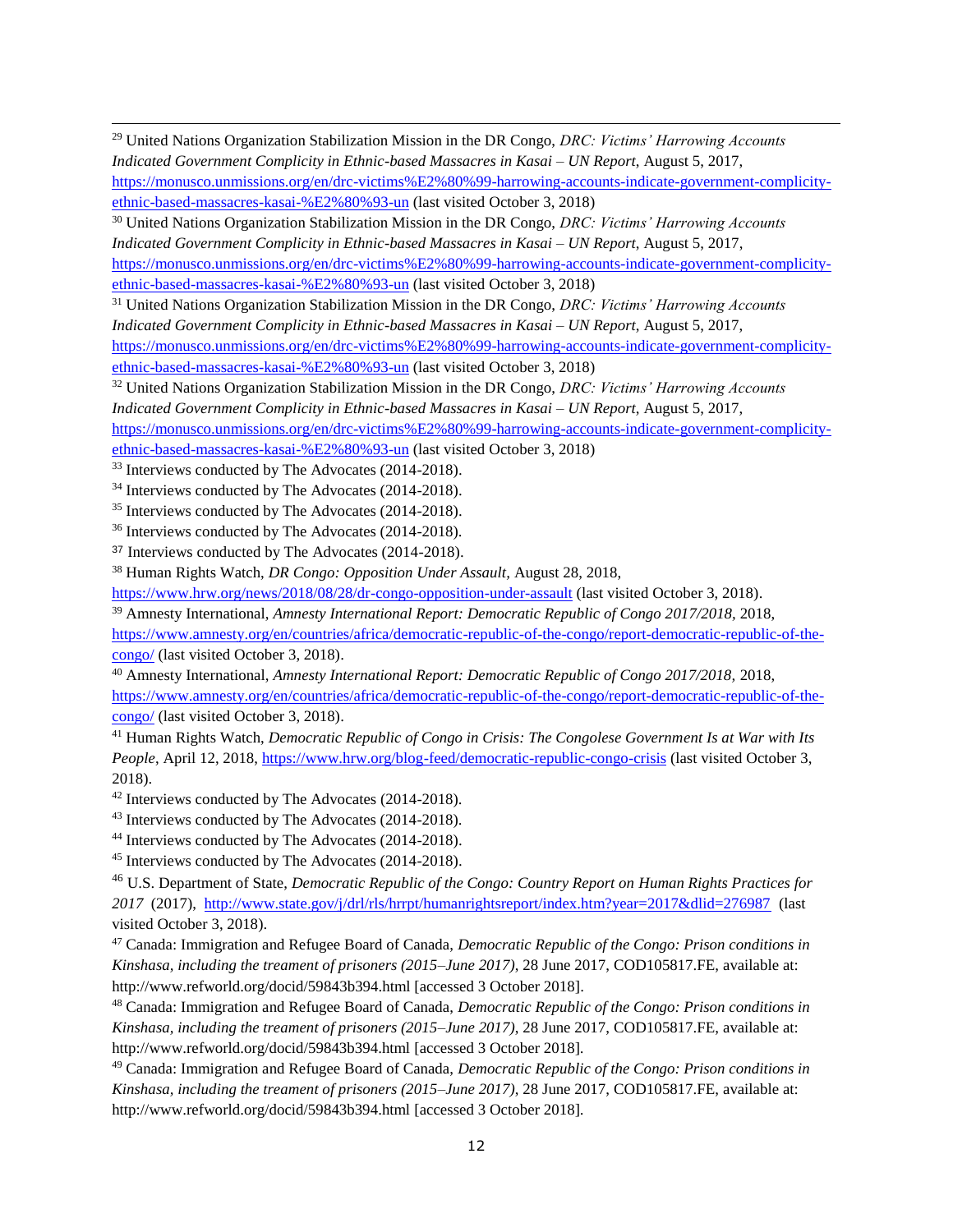[29] United Nations Organization Stabilization Mission in the DR Congo, *DRC: Victims' Harrowing Accounts Indicated Government Complicity in Ethnic-based Massacres in Kasai – UN Report*, August 5, 2017, https://monusco.unmissions.org/en/drc-victims%E2%80%99-harrowing-accounts-indicate-government-complicity-ethnic-based-massacres-kasai-%E2%80%93-un (last visited October 3, 2018)

[30] United Nations Organization Stabilization Mission in the DR Congo, *DRC: Victims' Harrowing Accounts Indicated Government Complicity in Ethnic-based Massacres in Kasai – UN Report*, August 5, 2017, https://monusco.unmissions.org/en/drc-victims%E2%80%99-harrowing-accounts-indicate-government-complicity-ethnic-based-massacres-kasai-%E2%80%93-un (last visited October 3, 2018)

[31] United Nations Organization Stabilization Mission in the DR Congo, *DRC: Victims' Harrowing Accounts Indicated Government Complicity in Ethnic-based Massacres in Kasai – UN Report*, August 5, 2017, https://monusco.unmissions.org/en/drc-victims%E2%80%99-harrowing-accounts-indicate-government-complicity-ethnic-based-massacres-kasai-%E2%80%93-un (last visited October 3, 2018)

[32] United Nations Organization Stabilization Mission in the DR Congo, *DRC: Victims' Harrowing Accounts Indicated Government Complicity in Ethnic-based Massacres in Kasai – UN Report*, August 5, 2017, https://monusco.unmissions.org/en/drc-victims%E2%80%99-harrowing-accounts-indicate-government-complicity-ethnic-based-massacres-kasai-%E2%80%93-un (last visited October 3, 2018)

[33] Interviews conducted by The Advocates (2014-2018).

[34] Interviews conducted by The Advocates (2014-2018).

[35] Interviews conducted by The Advocates (2014-2018).

[36] Interviews conducted by The Advocates (2014-2018).

[37] Interviews conducted by The Advocates (2014-2018).

[38] Human Rights Watch, *DR Congo: Opposition Under Assault*, August 28, 2018, https://www.hrw.org/news/2018/08/28/dr-congo-opposition-under-assault (last visited October 3, 2018).

[39] Amnesty International, *Amnesty International Report: Democratic Republic of Congo 2017/2018*, 2018, https://www.amnesty.org/en/countries/africa/democratic-republic-of-the-congo/report-democratic-republic-of-the-congo/ (last visited October 3, 2018).

[40] Amnesty International, *Amnesty International Report: Democratic Republic of Congo 2017/2018*, 2018, https://www.amnesty.org/en/countries/africa/democratic-republic-of-the-congo/report-democratic-republic-of-the-congo/ (last visited October 3, 2018).

[41] Human Rights Watch, *Democratic Republic of Congo in Crisis: The Congolese Government Is at War with Its People*, April 12, 2018, https://www.hrw.org/blog-feed/democratic-republic-congo-crisis (last visited October 3, 2018).

[42] Interviews conducted by The Advocates (2014-2018).

[43] Interviews conducted by The Advocates (2014-2018).

[44] Interviews conducted by The Advocates (2014-2018).

[45] Interviews conducted by The Advocates (2014-2018).

[46] U.S. Department of State, *Democratic Republic of the Congo: Country Report on Human Rights Practices for 2017* (2017), http://www.state.gov/j/drl/rls/hrrpt/humanrightsreport/index.htm?year=2017&dlid=276987 (last visited October 3, 2018).

[47] Canada: Immigration and Refugee Board of Canada, *Democratic Republic of the Congo: Prison conditions in Kinshasa, including the treament of prisoners (2015–June 2017)*, 28 June 2017, COD105817.FE, available at: http://www.refworld.org/docid/59843b394.html [accessed 3 October 2018].

[48] Canada: Immigration and Refugee Board of Canada, *Democratic Republic of the Congo: Prison conditions in Kinshasa, including the treament of prisoners (2015–June 2017)*, 28 June 2017, COD105817.FE, available at: http://www.refworld.org/docid/59843b394.html [accessed 3 October 2018].

[49] Canada: Immigration and Refugee Board of Canada, *Democratic Republic of the Congo: Prison conditions in Kinshasa, including the treament of prisoners (2015–June 2017)*, 28 June 2017, COD105817.FE, available at: http://www.refworld.org/docid/59843b394.html [accessed 3 October 2018].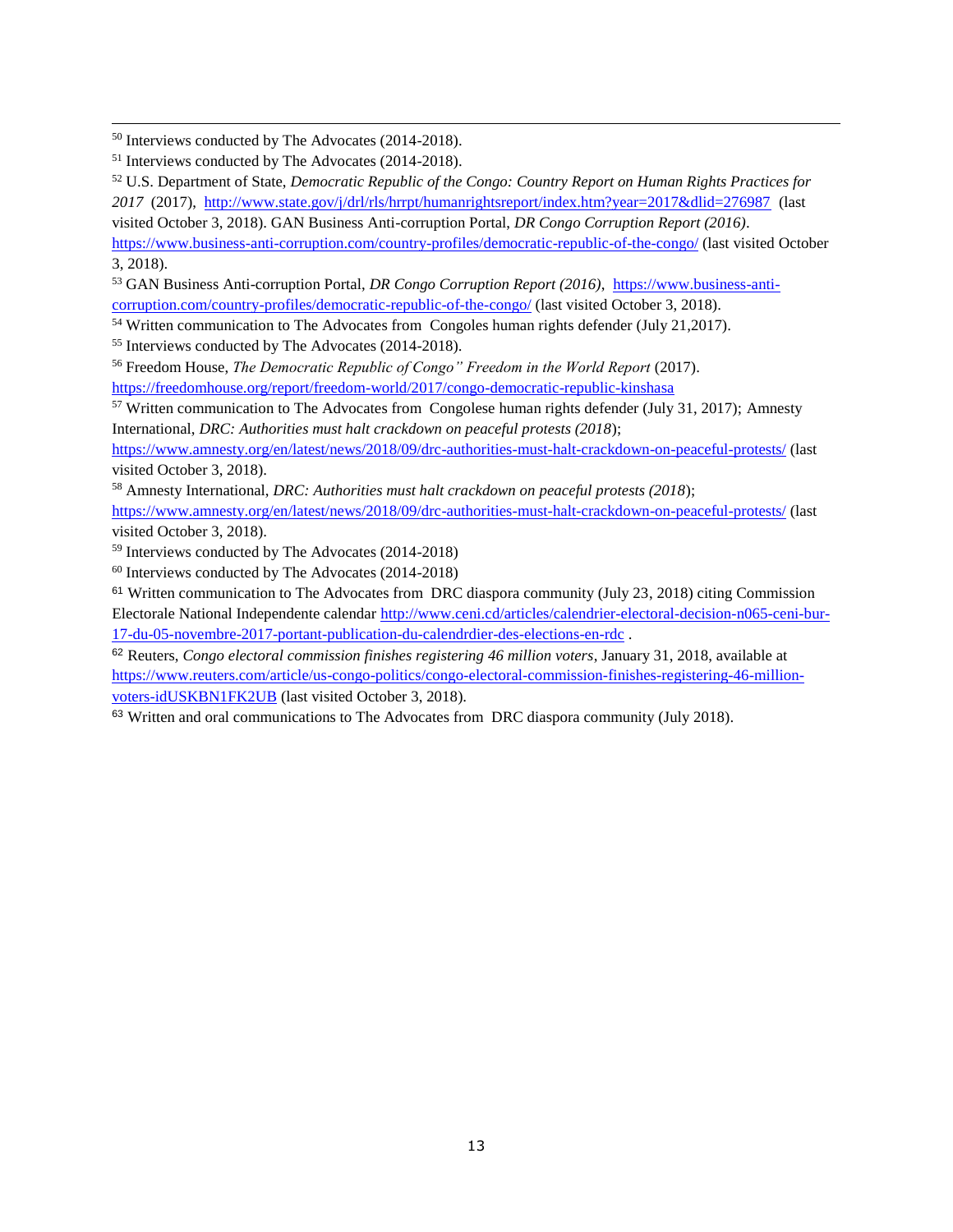[50] Interviews conducted by The Advocates (2014-2018).

[51] Interviews conducted by The Advocates (2014-2018).

[52] U.S. Department of State, *Democratic Republic of the Congo: Country Report on Human Rights Practices for 2017* (2017), http://www.state.gov/j/drl/rls/hrrpt/humanrightsreport/index.htm?year=2017&dlid=276987 (last visited October 3, 2018). GAN Business Anti-corruption Portal, *DR Congo Corruption Report (2016)*. https://www.business-anti-corruption.com/country-profiles/democratic-republic-of-the-congo/ (last visited October 3, 2018).

[53] GAN Business Anti-corruption Portal, *DR Congo Corruption Report (2016)*, https://www.business-anti-corruption.com/country-profiles/democratic-republic-of-the-congo/ (last visited October 3, 2018).

[54] Written communication to The Advocates from Congoles human rights defender (July 21,2017).

[55] Interviews conducted by The Advocates (2014-2018).

[56] Freedom House, *The Democratic Republic of Congo" Freedom in the World Report* (2017). https://freedomhouse.org/report/freedom-world/2017/congo-democratic-republic-kinshasa

[57] Written communication to The Advocates from Congolese human rights defender (July 31, 2017); Amnesty International, *DRC: Authorities must halt crackdown on peaceful protests (2018*); https://www.amnesty.org/en/latest/news/2018/09/drc-authorities-must-halt-crackdown-on-peaceful-protests/ (last visited October 3, 2018).

[58] Amnesty International, *DRC: Authorities must halt crackdown on peaceful protests (2018*); https://www.amnesty.org/en/latest/news/2018/09/drc-authorities-must-halt-crackdown-on-peaceful-protests/ (last visited October 3, 2018).

[59] Interviews conducted by The Advocates (2014-2018)

[60] Interviews conducted by The Advocates (2014-2018)

[61] Written communication to The Advocates from DRC diaspora community (July 23, 2018) citing Commission Electorale National Independente calendar http://www.ceni.cd/articles/calendrier-electoral-decision-n065-ceni-bur-17-du-05-novembre-2017-portant-publication-du-calendrdier-des-elections-en-rdc .

[62] Reuters, *Congo electoral commission finishes registering 46 million voters*, January 31, 2018, available at https://www.reuters.com/article/us-congo-politics/congo-electoral-commission-finishes-registering-46-million-voters-idUSKBN1FK2UB (last visited October 3, 2018).

[63] Written and oral communications to The Advocates from DRC diaspora community (July 2018).